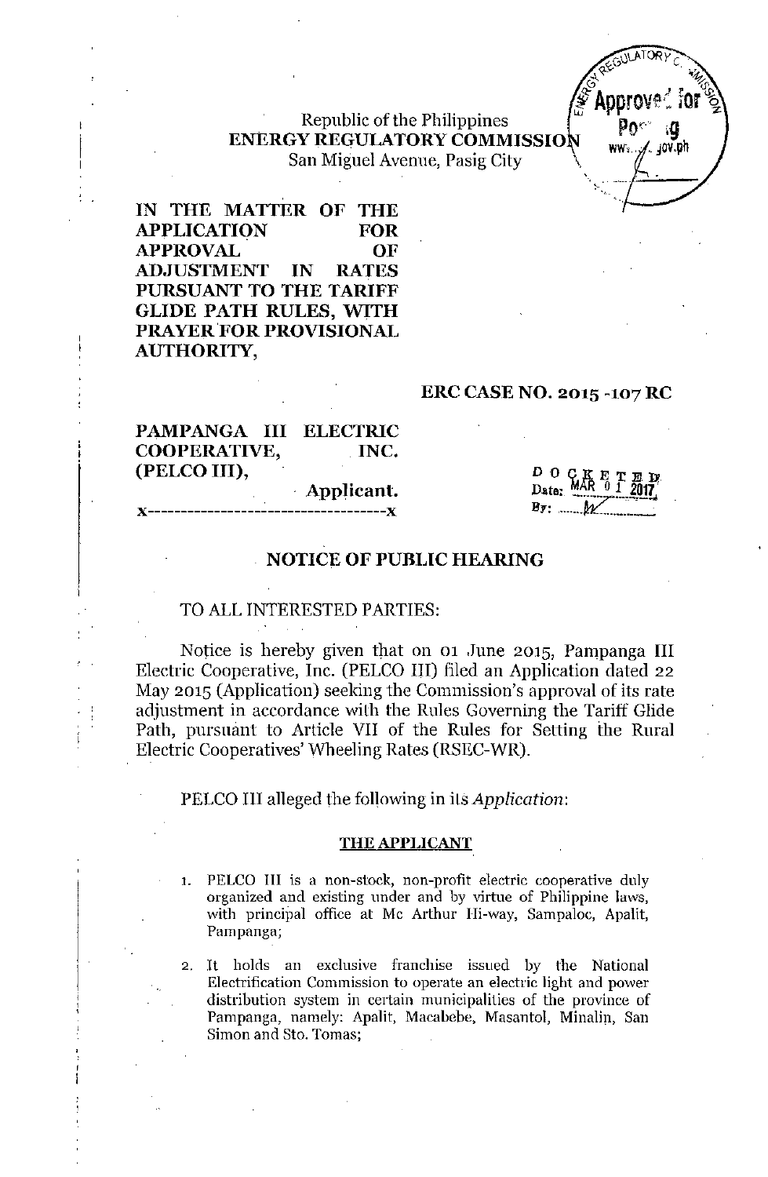Republic of the Philippines
**ENERGY REGULATORY COMMISSION**
San Miguel Avenue, Pasig City

**IN THE MATTER OF THE APPLICATION FOR APPROVAL OF ADJUSTMENT IN RATES PURSUANT TO THE TARIFF GLIDE PATH RULES, WITH PRAYER FOR PROVISIONAL AUTHORITY,**

**ERC CASE NO. 2015 -107 RC**

**PAMPANGA III ELECTRIC COOPERATIVE, INC. (PELCO III),**
**Applicant.**
x-----------------------------------x

DOCKETED
Date: MAR 01 2017
By: ______

## NOTICE OF PUBLIC HEARING

TO ALL INTERESTED PARTIES:

Notice is hereby given that on 01 June 2015, Pampanga III Electric Cooperative, Inc. (PELCO III) filed an Application dated 22 May 2015 (Application) seeking the Commission's approval of its rate adjustment in accordance with the Rules Governing the Tariff Glide Path, pursuant to Article VII of the Rules for Setting the Rural Electric Cooperatives' Wheeling Rates (RSEC-WR).

PELCO III alleged the following in its *Application*:

### THE APPLICANT

1. PELCO III is a non-stock, non-profit electric cooperative duly organized and existing under and by virtue of Philippine laws, with principal office at Mc Arthur Hi-way, Sampaloc, Apalit, Pampanga;

2. It holds an exclusive franchise issued by the National Electrification Commission to operate an electric light and power distribution system in certain municipalities of the province of Pampanga, namely: Apalit, Macabebe, Masantol, Minalin, San Simon and Sto. Tomas;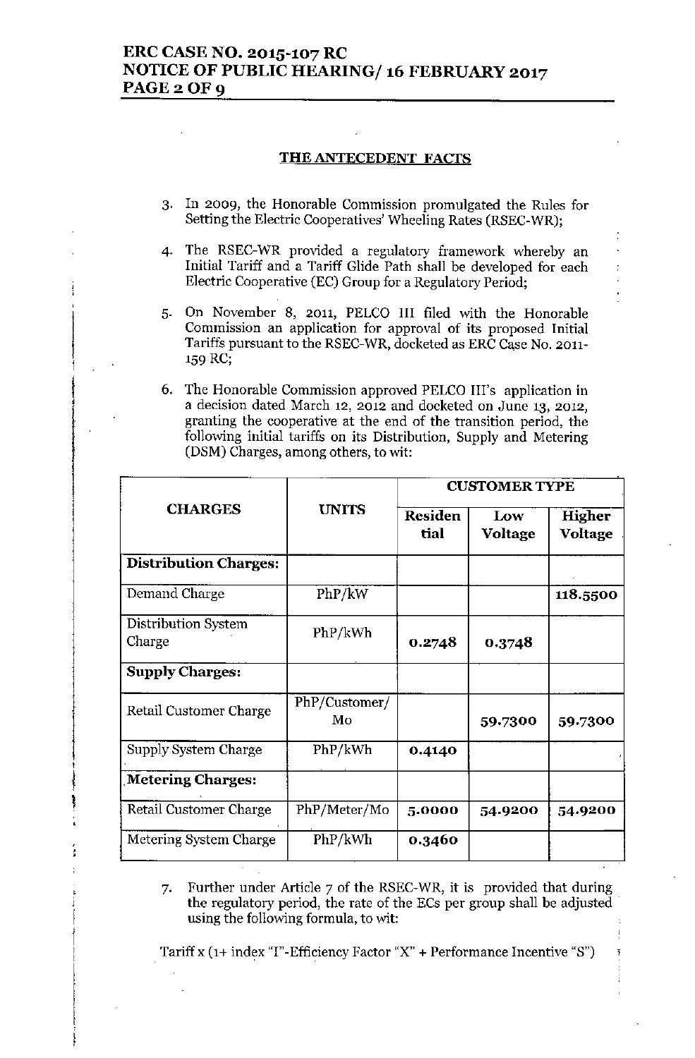## THE ANTECEDENT FACTS

3. In 2009, the Honorable Commission promulgated the Rules for Setting the Electric Cooperatives' Wheeling Rates (RSEC-WR);

4. The RSEC-WR provided a regulatory framework whereby an Initial Tariff and a Tariff Glide Path shall be developed for each Electric Cooperative (EC) Group for a Regulatory Period;

5. On November 8, 2011, PELCO III filed with the Honorable Commission an application for approval of its proposed Initial Tariffs pursuant to the RSEC-WR, docketed as ERC Case No. 2011-159 RC;

6. The Honorable Commission approved PELCO III's application in a decision dated March 12, 2012 and docketed on June 13, 2012, granting the cooperative at the end of the transition period, the following initial tariffs on its Distribution, Supply and Metering (DSM) Charges, among others, to wit:

| CHARGES | UNITS | CUSTOMER TYPE | | |
|---|---|---|---|---|
| | | Residential | Low Voltage | Higher Voltage |
| **Distribution Charges:** | | | | |
| Demand Charge | PhP/kW | | | **118.5500** |
| Distribution System Charge | PhP/kWh | **0.2748** | **0.3748** | |
| **Supply Charges:** | | | | |
| Retail Customer Charge | PhP/Customer/Mo | | **59.7300** | **59.7300** |
| Supply System Charge | PhP/kWh | **0.4140** | | |
| **Metering Charges:** | | | | |
| Retail Customer Charge | PhP/Meter/Mo | **5.0000** | **54.9200** | **54.9200** |
| Metering System Charge | PhP/kWh | **0.3460** | | |

7. Further under Article 7 of the RSEC-WR, it is provided that during the regulatory period, the rate of the ECs per group shall be adjusted using the following formula, to wit:

Tariff x (1+ index "I"-Efficiency Factor "X" + Performance Incentive "S")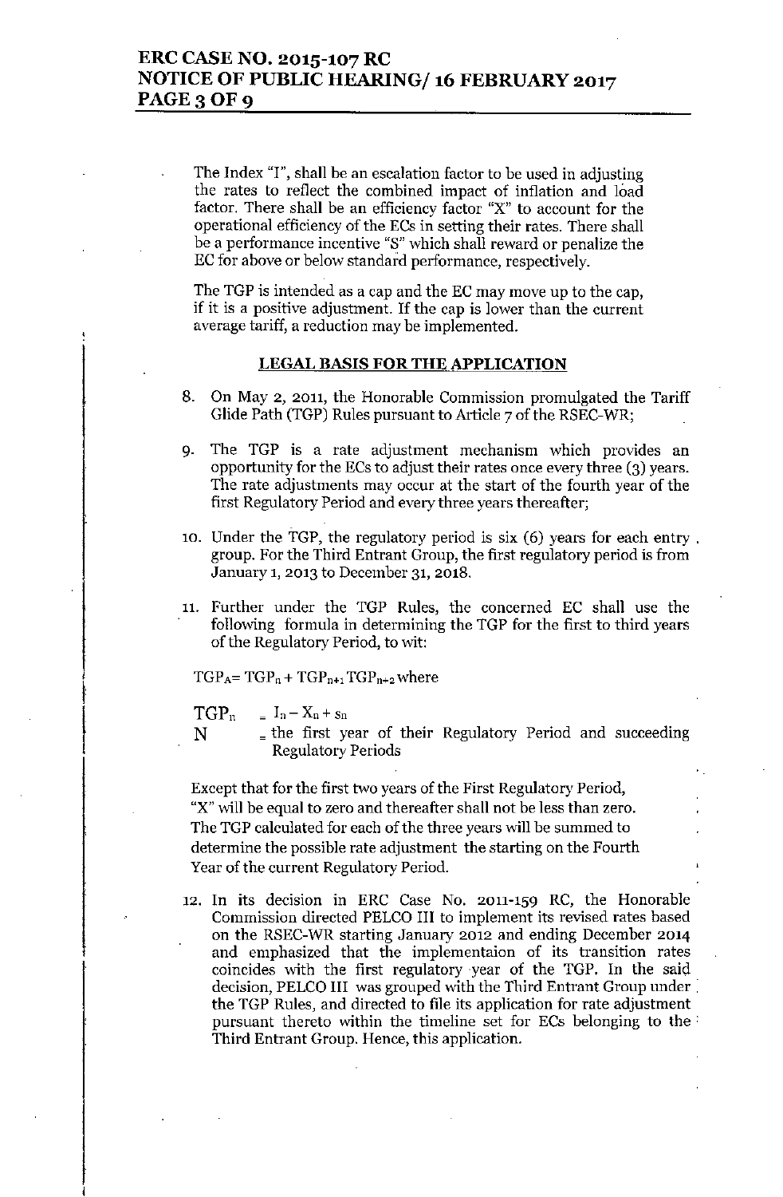The Index "I", shall be an escalation factor to be used in adjusting the rates to reflect the combined impact of inflation and load factor. There shall be an efficiency factor "X" to account for the operational efficiency of the ECs in setting their rates. There shall be a performance incentive "S" which shall reward or penalize the EC for above or below standard performance, respectively.

The TGP is intended as a cap and the EC may move up to the cap, if it is a positive adjustment. If the cap is lower than the current average tariff, a reduction may be implemented.

## LEGAL BASIS FOR THE APPLICATION

8. On May 2, 2011, the Honorable Commission promulgated the Tariff Glide Path (TGP) Rules pursuant to Article 7 of the RSEC-WR;

9. The TGP is a rate adjustment mechanism which provides an opportunity for the ECs to adjust their rates once every three (3) years. The rate adjustments may occur at the start of the fourth year of the first Regulatory Period and every three years thereafter;

10. Under the TGP, the regulatory period is six (6) years for each entry group. For the Third Entrant Group, the first regulatory period is from January 1, 2013 to December 31, 2018.

11. Further under the TGP Rules, the concerned EC shall use the following formula in determining the TGP for the first to third years of the Regulatory Period, to wit:

$TGP_A = TGP_n + TGP_{n+1} TGP_{n+2}$ where

$TGP_n$ $= I_n - X_n + s_n$

N = the first year of their Regulatory Period and succeeding Regulatory Periods

Except that for the first two years of the First Regulatory Period, "X" will be equal to zero and thereafter shall not be less than zero. The TGP calculated for each of the three years will be summed to determine the possible rate adjustment the starting on the Fourth Year of the current Regulatory Period.

12. In its decision in ERC Case No. 2011-159 RC, the Honorable Commission directed PELCO III to implement its revised rates based on the RSEC-WR starting January 2012 and ending December 2014 and emphasized that the implementaion of its transition rates coincides with the first regulatory year of the TGP. In the said decision, PELCO III was grouped with the Third Entrant Group under the TGP Rules, and directed to file its application for rate adjustment pursuant thereto within the timeline set for ECs belonging to the Third Entrant Group. Hence, this application.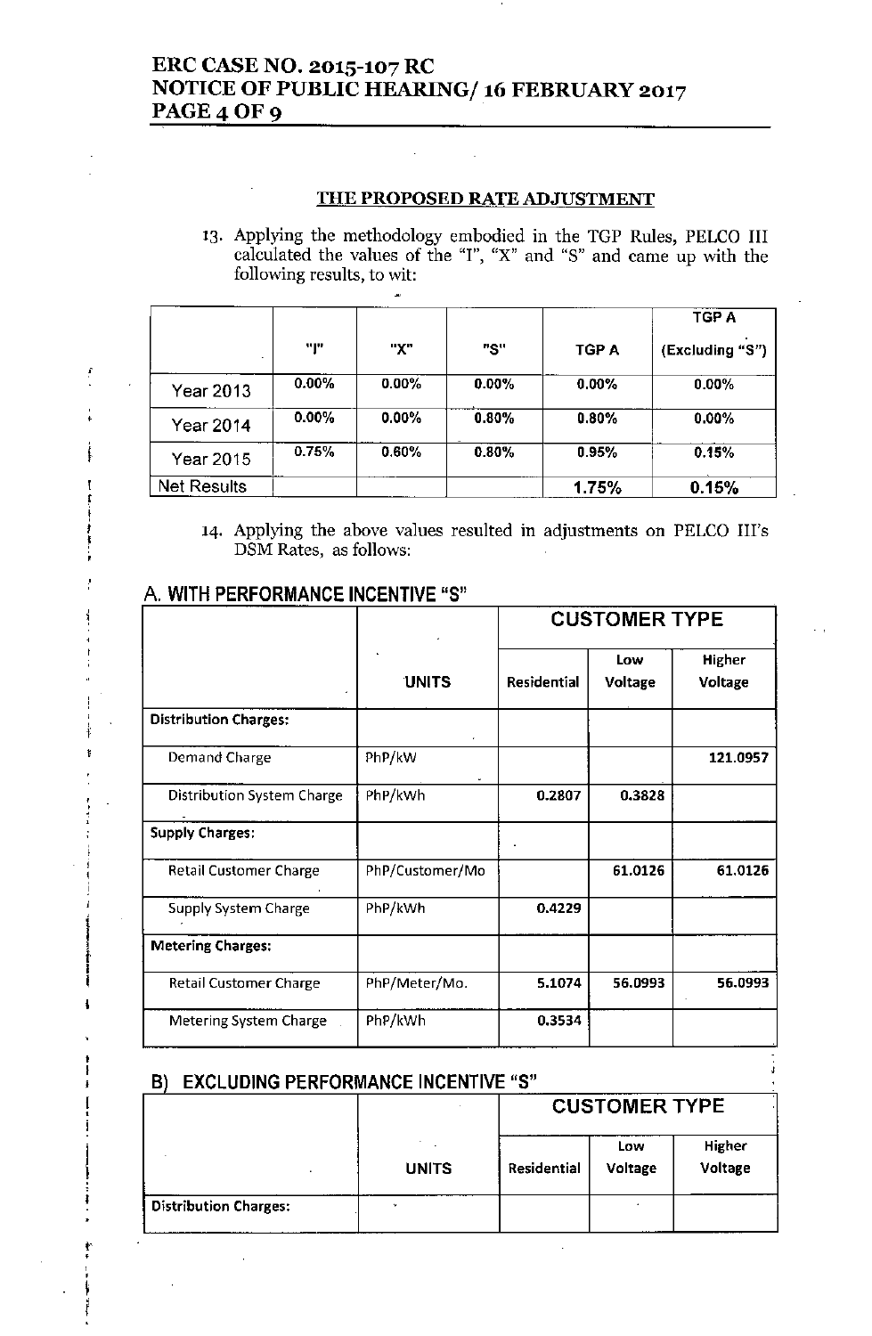## THE PROPOSED RATE ADJUSTMENT

13. Applying the methodology embodied in the TGP Rules, PELCO III calculated the values of the "I", "X" and "S" and came up with the following results, to wit:

| | "I" | "X" | "S" | TGP A | TGP A (Excluding "S") |
|---|---|---|---|---|---|
| Year 2013 | 0.00% | 0.00% | 0.00% | 0.00% | 0.00% |
| Year 2014 | 0.00% | 0.00% | 0.80% | 0.80% | 0.00% |
| Year 2015 | 0.75% | 0.60% | 0.80% | 0.95% | 0.15% |
| Net Results | | | | **1.75%** | **0.15%** |

14. Applying the above values resulted in adjustments on PELCO III's DSM Rates, as follows:

### A. WITH PERFORMANCE INCENTIVE "S"

| | | CUSTOMER TYPE | | |
|---|---|---|---|---|
| | UNITS | Residential | Low Voltage | Higher Voltage |
| **Distribution Charges:** | | | | |
| Demand Charge | PhP/kW | | | 121.0957 |
| Distribution System Charge | PhP/kWh | 0.2807 | 0.3828 | |
| **Supply Charges:** | | | | |
| Retail Customer Charge | PhP/Customer/Mo | | 61.0126 | 61.0126 |
| Supply System Charge | PhP/kWh | 0.4229 | | |
| **Metering Charges:** | | | | |
| Retail Customer Charge | PhP/Meter/Mo. | 5.1074 | 56.0993 | 56.0993 |
| Metering System Charge | PhP/kWh | 0.3534 | | |

### B) EXCLUDING PERFORMANCE INCENTIVE "S"

| | | CUSTOMER TYPE | | |
|---|---|---|---|---|
| | UNITS | Residential | Low Voltage | Higher Voltage |
| **Distribution Charges:** | | | | |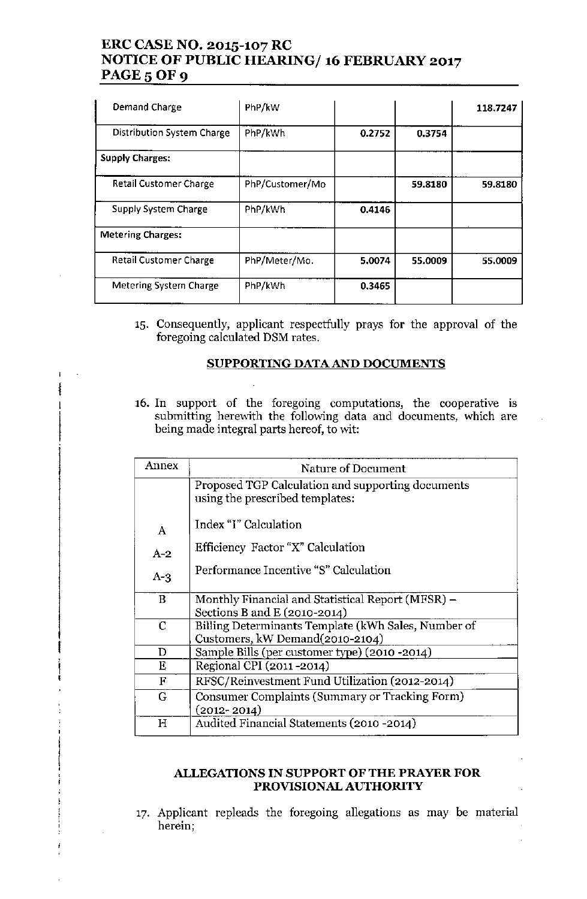| Demand Charge | PhP/kW | | | 118.7247 |
|---|---|---|---|---|
| Distribution System Charge | PhP/kWh | 0.2752 | 0.3754 | |
| **Supply Charges:** | | | | |
| Retail Customer Charge | PhP/Customer/Mo | | 59.8180 | 59.8180 |
| Supply System Charge | PhP/kWh | 0.4146 | | |
| **Metering Charges:** | | | | |
| Retail Customer Charge | PhP/Meter/Mo. | 5.0074 | 55.0009 | 55.0009 |
| Metering System Charge | PhP/kWh | 0.3465 | | |

15. Consequently, applicant respectfully prays for the approval of the foregoing calculated DSM rates.

**SUPPORTING DATA AND DOCUMENTS**

16. In support of the foregoing computations, the cooperative is submitting herewith the following data and documents, which are being made integral parts hereof, to wit:

| Annex | Nature of Document |
|---|---|
| | Proposed TGP Calculation and supporting documents using the prescribed templates: |
| A | Index "I" Calculation |
| A-2 | Efficiency Factor "X" Calculation |
| A-3 | Performance Incentive "S" Calculation |
| B | Monthly Financial and Statistical Report (MFSR) – Sections B and E (2010-2014) |
| C | Billing Determinants Template (kWh Sales, Number of Customers, kW Demand(2010-2104) |
| D | Sample Bills (per customer type) (2010 -2014) |
| E | Regional CPI (2011 -2014) |
| F | RFSC/Reinvestment Fund Utilization (2012-2014) |
| G | Consumer Complaints (Summary or Tracking Form) (2012- 2014) |
| H | Audited Financial Statements (2010 -2014) |

**ALLEGATIONS IN SUPPORT OF THE PRAYER FOR PROVISIONAL AUTHORITY**

17. Applicant repleads the foregoing allegations as may be material herein;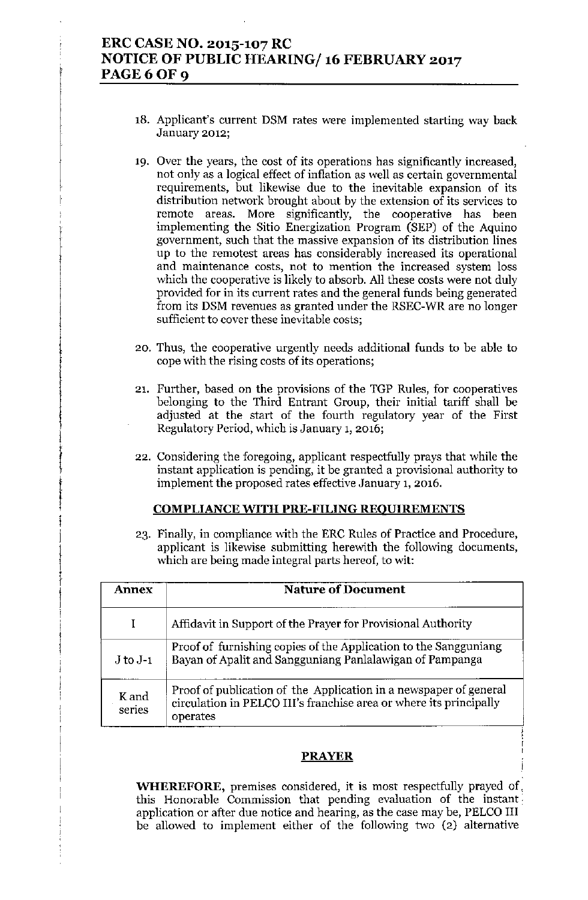18. Applicant's current DSM rates were implemented starting way back January 2012;

19. Over the years, the cost of its operations has significantly increased, not only as a logical effect of inflation as well as certain governmental requirements, but likewise due to the inevitable expansion of its distribution network brought about by the extension of its services to remote areas. More significantly, the cooperative has been implementing the Sitio Energization Program (SEP) of the Aquino government, such that the massive expansion of its distribution lines up to the remotest areas has considerably increased its operational and maintenance costs, not to mention the increased system loss which the cooperative is likely to absorb. All these costs were not duly provided for in its current rates and the general funds being generated from its DSM revenues as granted under the RSEC-WR are no longer sufficient to cover these inevitable costs;

20. Thus, the cooperative urgently needs additional funds to be able to cope with the rising costs of its operations;

21. Further, based on the provisions of the TGP Rules, for cooperatives belonging to the Third Entrant Group, their initial tariff shall be adjusted at the start of the fourth regulatory year of the First Regulatory Period, which is January 1, 2016;

22. Considering the foregoing, applicant respectfully prays that while the instant application is pending, it be granted a provisional authority to implement the proposed rates effective January 1, 2016.

## COMPLIANCE WITH PRE-FILING REQUIREMENTS

23. Finally, in compliance with the ERC Rules of Practice and Procedure, applicant is likewise submitting herewith the following documents, which are being made integral parts hereof, to wit:

| Annex | Nature of Document |
|---|---|
| I | Affidavit in Support of the Prayer for Provisional Authority |
| J to J-1 | Proof of furnishing copies of the Application to the Sangguniang Bayan of Apalit and Sangguniang Panlalawigan of Pampanga |
| K and series | Proof of publication of the Application in a newspaper of general circulation in PELCO III's franchise area or where its principally operates |

## PRAYER

**WHEREFORE,** premises considered, it is most respectfully prayed of this Honorable Commission that pending evaluation of the instant application or after due notice and hearing, as the case may be, PELCO III be allowed to implement either of the following two (2) alternative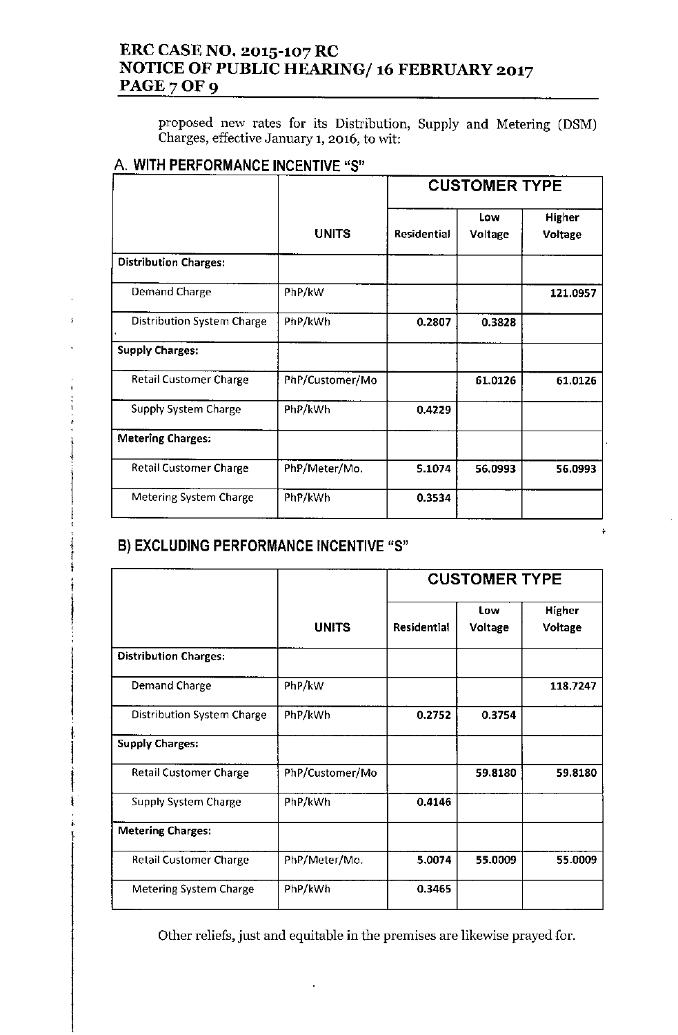proposed new rates for its Distribution, Supply and Metering (DSM) Charges, effective January 1, 2016, to wit:

## A. WITH PERFORMANCE INCENTIVE "S"

| | UNITS | CUSTOMER TYPE | | |
|---|---|---|---|---|
| | | Residential | Low Voltage | Higher Voltage |
| **Distribution Charges:** | | | | |
| Demand Charge | PhP/kW | | | **121.0957** |
| Distribution System Charge | PhP/kWh | **0.2807** | **0.3828** | |
| **Supply Charges:** | | | | |
| Retail Customer Charge | PhP/Customer/Mo | | **61.0126** | **61.0126** |
| Supply System Charge | PhP/kWh | **0.4229** | | |
| **Metering Charges:** | | | | |
| Retail Customer Charge | PhP/Meter/Mo. | **5.1074** | **56.0993** | **56.0993** |
| Metering System Charge | PhP/kWh | **0.3534** | | |

## B) EXCLUDING PERFORMANCE INCENTIVE "S"

| | UNITS | CUSTOMER TYPE | | |
|---|---|---|---|---|
| | | Residential | Low Voltage | Higher Voltage |
| **Distribution Charges:** | | | | |
| Demand Charge | PhP/kW | | | **118.7247** |
| Distribution System Charge | PhP/kWh | **0.2752** | **0.3754** | |
| **Supply Charges:** | | | | |
| Retail Customer Charge | PhP/Customer/Mo | | **59.8180** | **59.8180** |
| Supply System Charge | PhP/kWh | **0.4146** | | |
| **Metering Charges:** | | | | |
| Retail Customer Charge | PhP/Meter/Mo. | **5.0074** | **55.0009** | **55.0009** |
| Metering System Charge | PhP/kWh | **0.3465** | | |

Other reliefs, just and equitable in the premises are likewise prayed for.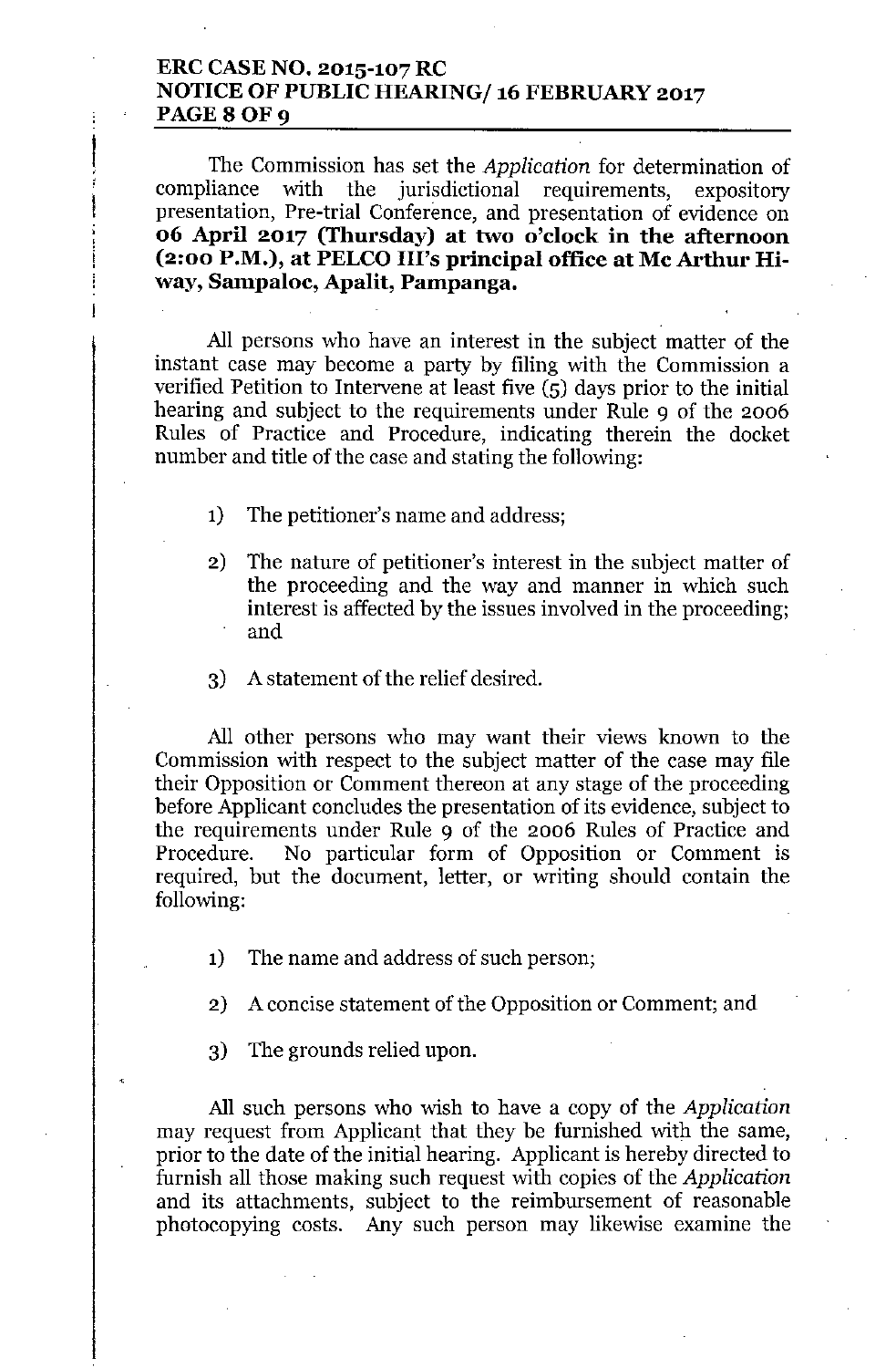The Commission has set the *Application* for determination of compliance with the jurisdictional requirements, expository presentation, Pre-trial Conference, and presentation of evidence on **06 April 2017 (Thursday) at two o'clock in the afternoon (2:00 P.M.), at PELCO III's principal office at Mc Arthur Hi-way, Sampaloc, Apalit, Pampanga.**

All persons who have an interest in the subject matter of the instant case may become a party by filing with the Commission a verified Petition to Intervene at least five (5) days prior to the initial hearing and subject to the requirements under Rule 9 of the 2006 Rules of Practice and Procedure, indicating therein the docket number and title of the case and stating the following:

1) The petitioner's name and address;

2) The nature of petitioner's interest in the subject matter of the proceeding and the way and manner in which such interest is affected by the issues involved in the proceeding; and

3) A statement of the relief desired.

All other persons who may want their views known to the Commission with respect to the subject matter of the case may file their Opposition or Comment thereon at any stage of the proceeding before Applicant concludes the presentation of its evidence, subject to the requirements under Rule 9 of the 2006 Rules of Practice and Procedure. No particular form of Opposition or Comment is required, but the document, letter, or writing should contain the following:

1) The name and address of such person;

2) A concise statement of the Opposition or Comment; and

3) The grounds relied upon.

All such persons who wish to have a copy of the *Application* may request from Applicant that they be furnished with the same, prior to the date of the initial hearing. Applicant is hereby directed to furnish all those making such request with copies of the *Application* and its attachments, subject to the reimbursement of reasonable photocopying costs. Any such person may likewise examine the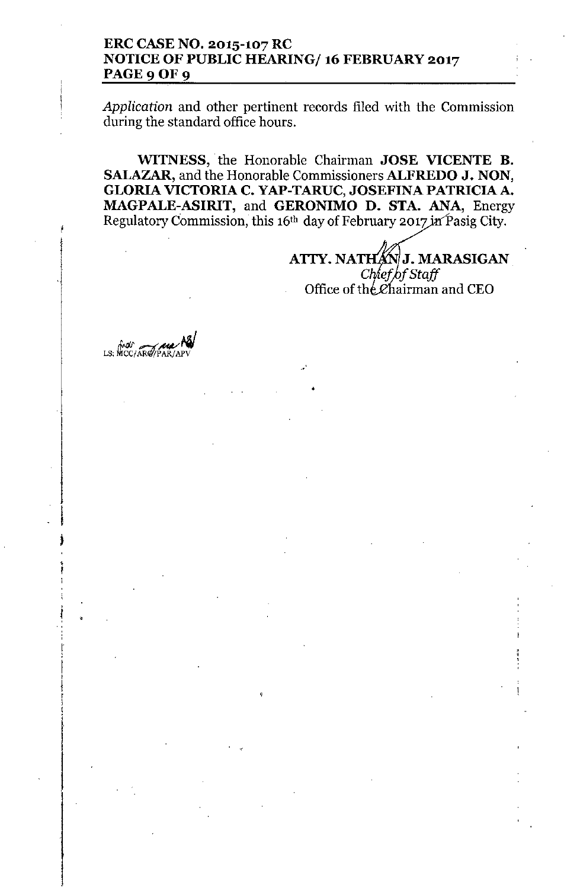*Application* and other pertinent records filed with the Commission during the standard office hours.

**WITNESS**, the Honorable Chairman **JOSE VICENTE B. SALAZAR**, and the Honorable Commissioners **ALFREDO J. NON**, **GLORIA VICTORIA C. YAP-TARUC**, **JOSEFINA PATRICIA A. MAGPALE-ASIRIT**, and **GERONIMO D. STA. ANA**, Energy Regulatory Commission, this 16th day of February 2017 in Pasig City.

**ATTY. NATHAN J. MARASIGAN**
*Chief of Staff*
Office of the Chairman and CEO

LS: MCC/ARG/PAR/APV